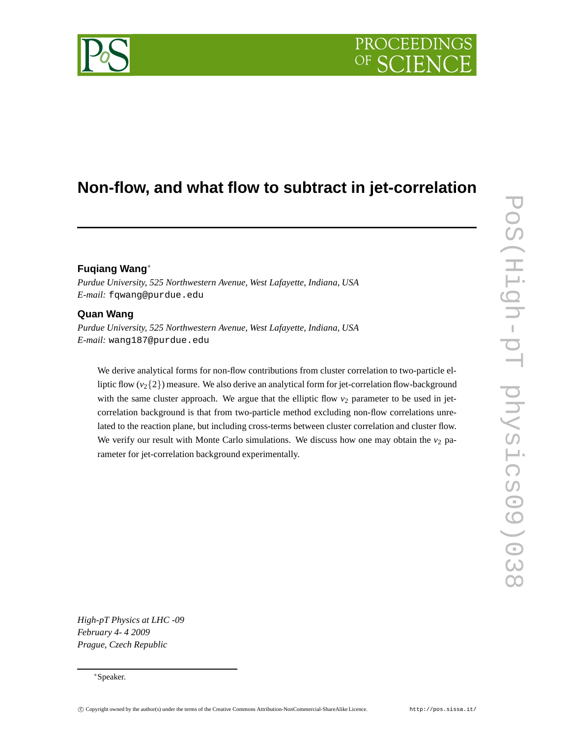# Non-flow, and what flow to subtract in jet-correlation

**Fuqiang Wang**[*]

*Purdue University, 525 Northwestern Avenue, West Lafayette, Indiana, USA*
*E-mail:* fqwang@purdue.edu

**Quan Wang**

*Purdue University, 525 Northwestern Avenue, West Lafayette, Indiana, USA*
*E-mail:* wang187@purdue.edu

We derive analytical forms for non-flow contributions from cluster correlation to two-particle elliptic flow ($v_2\{2\}$) measure. We also derive an analytical form for jet-correlation flow-background with the same cluster approach. We argue that the elliptic flow $v_2$ parameter to be used in jet-correlation background is that from two-particle method excluding non-flow correlations unrelated to the reaction plane, but including cross-terms between cluster correlation and cluster flow. We verify our result with Monte Carlo simulations. We discuss how one may obtain the $v_2$ parameter for jet-correlation background experimentally.

*High-pT Physics at LHC -09*
*February 4- 4 2009*
*Prague, Czech Republic*

[*]Speaker.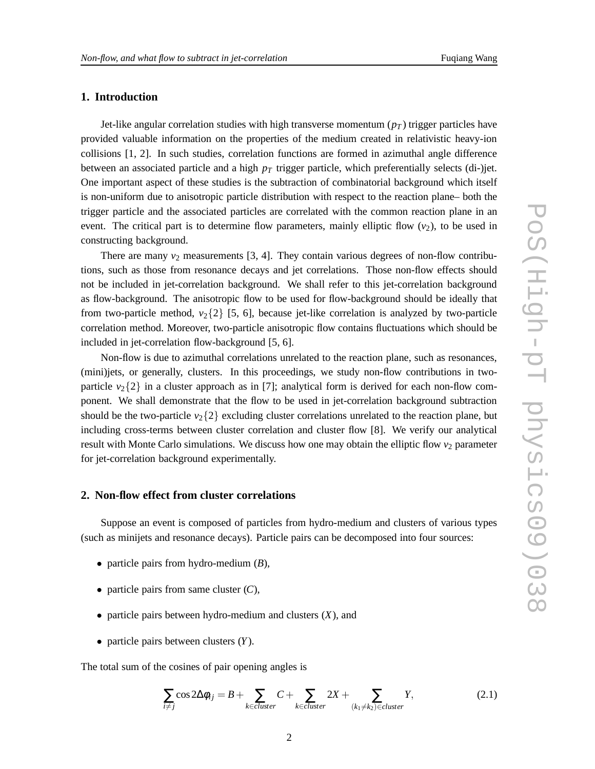## 1. Introduction

Jet-like angular correlation studies with high transverse momentum ($p_T$) trigger particles have provided valuable information on the properties of the medium created in relativistic heavy-ion collisions [1, 2]. In such studies, correlation functions are formed in azimuthal angle difference between an associated particle and a high $p_T$ trigger particle, which preferentially selects (di-)jet. One important aspect of these studies is the subtraction of combinatorial background which itself is non-uniform due to anisotropic particle distribution with respect to the reaction plane– both the trigger particle and the associated particles are correlated with the common reaction plane in an event. The critical part is to determine flow parameters, mainly elliptic flow ($v_2$), to be used in constructing background.

There are many $v_2$ measurements [3, 4]. They contain various degrees of non-flow contributions, such as those from resonance decays and jet correlations. Those non-flow effects should not be included in jet-correlation background. We shall refer to this jet-correlation background as flow-background. The anisotropic flow to be used for flow-background should be ideally that from two-particle method, $v_2\{2\}$ [5, 6], because jet-like correlation is analyzed by two-particle correlation method. Moreover, two-particle anisotropic flow contains fluctuations which should be included in jet-correlation flow-background [5, 6].

Non-flow is due to azimuthal correlations unrelated to the reaction plane, such as resonances, (mini)jets, or generally, clusters. In this proceedings, we study non-flow contributions in two-particle $v_2\{2\}$ in a cluster approach as in [7]; analytical form is derived for each non-flow component. We shall demonstrate that the flow to be used in jet-correlation background subtraction should be the two-particle $v_2\{2\}$ excluding cluster correlations unrelated to the reaction plane, but including cross-terms between cluster correlation and cluster flow [8]. We verify our analytical result with Monte Carlo simulations. We discuss how one may obtain the elliptic flow $v_2$ parameter for jet-correlation background experimentally.

## 2. Non-flow effect from cluster correlations

Suppose an event is composed of particles from hydro-medium and clusters of various types (such as minijets and resonance decays). Particle pairs can be decomposed into four sources:

- particle pairs from hydro-medium ($B$),
- particle pairs from same cluster ($C$),
- particle pairs between hydro-medium and clusters ($X$), and
- particle pairs between clusters ($Y$).

The total sum of the cosines of pair opening angles is

$$\sum_{i\neq j}\cos 2\Delta\phi_{ij} = B + \sum_{k\in cluster} C + \sum_{k\in cluster} 2X + \sum_{(k_1\neq k_2)\in cluster} Y, \tag{2.1}$$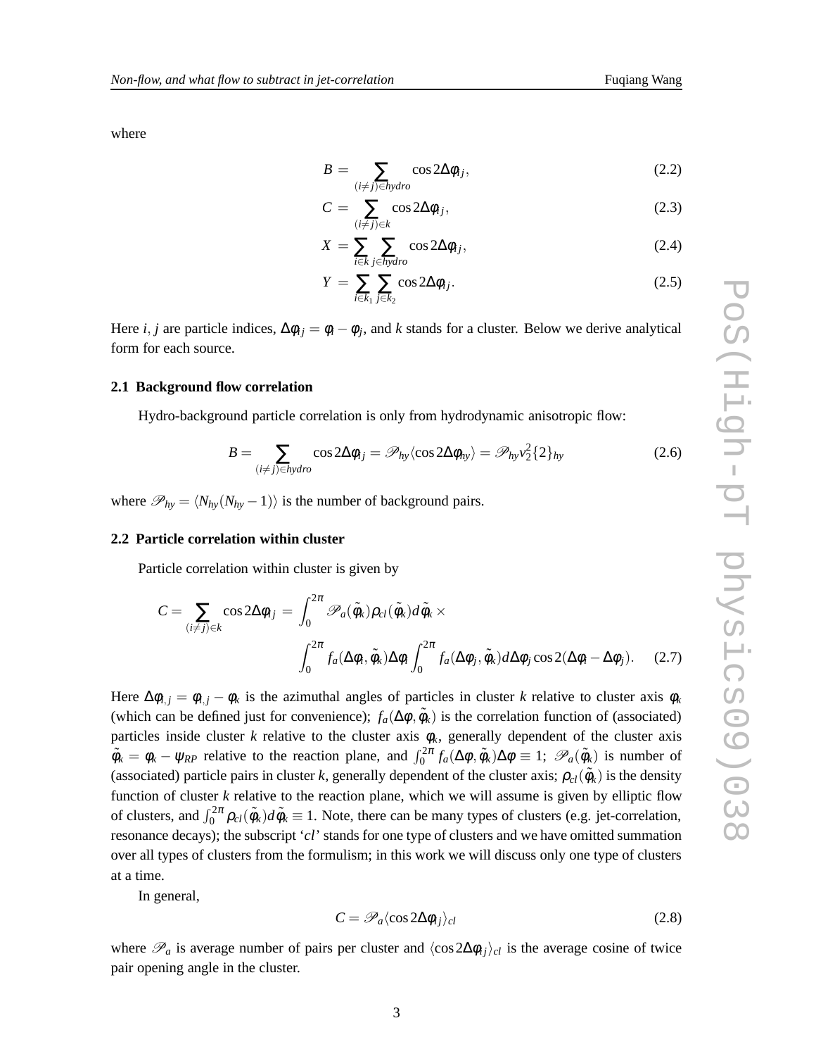where

$$B = \sum_{(i \neq j) \in hydro} \cos 2\Delta\phi_{ij}, \tag{2.2}$$

$$C = \sum_{(i \neq j) \in k} \cos 2\Delta\phi_{ij}, \tag{2.3}$$

$$X = \sum_{i \in k} \sum_{j \in hydro} \cos 2\Delta\phi_{ij}, \tag{2.4}$$

$$Y = \sum_{i \in k_1} \sum_{j \in k_2} \cos 2\Delta\phi_{ij}. \tag{2.5}$$

Here $i, j$ are particle indices, $\Delta\phi_{ij} = \phi_i - \phi_j$, and $k$ stands for a cluster. Below we derive analytical form for each source.

### 2.1 Background flow correlation

Hydro-background particle correlation is only from hydrodynamic anisotropic flow:

$$B = \sum_{(i \neq j) \in hydro} \cos 2\Delta\phi_{ij} = \mathscr{P}_{hy} \langle \cos 2\Delta\phi_{hy} \rangle = \mathscr{P}_{hy} v_2^2\{2\}_{hy} \tag{2.6}$$

where $\mathscr{P}_{hy} = \langle N_{hy}(N_{hy} - 1) \rangle$ is the number of background pairs.

### 2.2 Particle correlation within cluster

Particle correlation within cluster is given by

$$C = \sum_{(i \neq j) \in k} \cos 2\Delta\phi_{ij} = \int_0^{2\pi} \mathscr{P}_a(\tilde{\phi}_k) \rho_{cl}(\tilde{\phi}_k) d\tilde{\phi}_k \times \int_0^{2\pi} f_a(\Delta\phi_i, \tilde{\phi}_k) \Delta\phi_i \int_0^{2\pi} f_a(\Delta\phi_j, \tilde{\phi}_k) d\Delta\phi_j \cos 2(\Delta\phi_i - \Delta\phi_j). \tag{2.7}$$

Here $\Delta\phi_{i,j} = \phi_{i,j} - \phi_k$ is the azimuthal angles of particles in cluster $k$ relative to cluster axis $\phi_k$ (which can be defined just for convenience); $f_a(\Delta\phi, \tilde{\phi}_k)$ is the correlation function of (associated) particles inside cluster $k$ relative to the cluster axis $\phi_k$, generally dependent of the cluster axis $\tilde{\phi}_k = \phi_k - \psi_{RP}$ relative to the reaction plane, and $\int_0^{2\pi} f_a(\Delta\phi, \tilde{\phi}_k) \Delta\phi \equiv 1$; $\mathscr{P}_a(\tilde{\phi}_k)$ is number of (associated) particle pairs in cluster $k$, generally dependent of the cluster axis; $\rho_{cl}(\tilde{\phi}_k)$ is the density function of cluster $k$ relative to the reaction plane, which we will assume is given by elliptic flow of clusters, and $\int_0^{2\pi} \rho_{cl}(\tilde{\phi}_k) d\tilde{\phi}_k \equiv 1$. Note, there can be many types of clusters (e.g. jet-correlation, resonance decays); the subscript '$cl$' stands for one type of clusters and we have omitted summation over all types of clusters from the formulism; in this work we will discuss only one type of clusters at a time.

In general,

$$C = \mathscr{P}_a \langle \cos 2\Delta\phi_{ij} \rangle_{cl} \tag{2.8}$$

where $\mathscr{P}_a$ is average number of pairs per cluster and $\langle \cos 2\Delta\phi_{ij} \rangle_{cl}$ is the average cosine of twice pair opening angle in the cluster.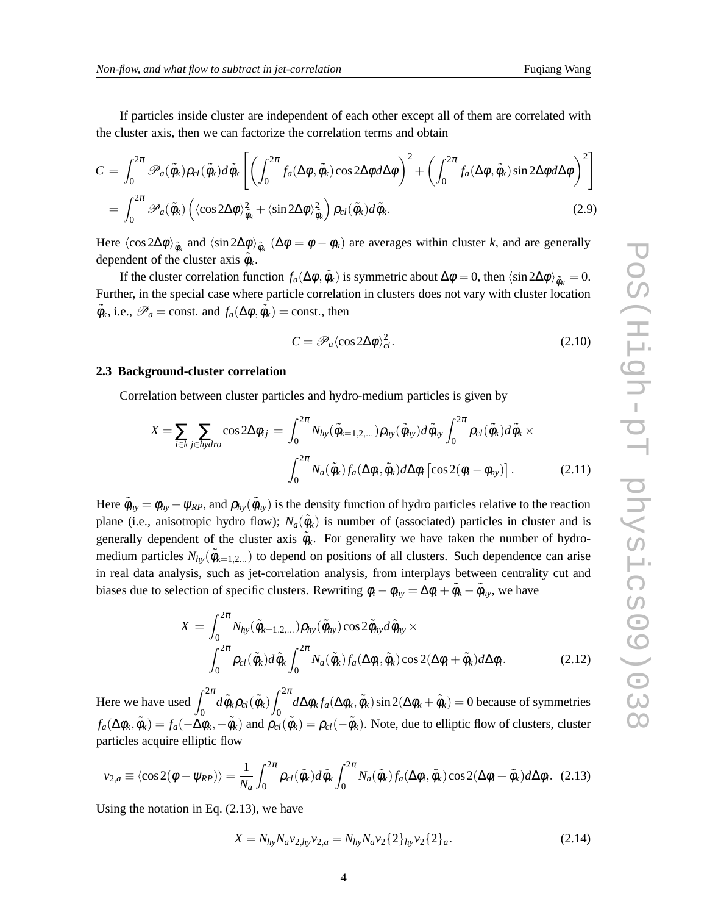If particles inside cluster are independent of each other except all of them are correlated with the cluster axis, then we can factorize the correlation terms and obtain

$$
\begin{aligned}
C &= \int_0^{2\pi} \mathscr{P}_a(\tilde{\phi}_k)\rho_{cl}(\tilde{\phi}_k)d\tilde{\phi}_k \left[\left(\int_0^{2\pi} f_a(\Delta\phi,\tilde{\phi}_k)\cos 2\Delta\phi d\Delta\phi\right)^2 + \left(\int_0^{2\pi} f_a(\Delta\phi,\tilde{\phi}_k)\sin 2\Delta\phi d\Delta\phi\right)^2\right] \\
&= \int_0^{2\pi} \mathscr{P}_a(\tilde{\phi}_k)\left(\langle\cos 2\Delta\phi\rangle^2_{\tilde{\phi}_k} + \langle\sin 2\Delta\phi\rangle^2_{\tilde{\phi}_k}\right)\rho_{cl}(\tilde{\phi}_k)d\tilde{\phi}_k. \qquad (2.9)
\end{aligned}
$$

Here $\langle\cos 2\Delta\phi\rangle_{\tilde{\phi}_k}$ and $\langle\sin 2\Delta\phi\rangle_{\tilde{\phi}_k}$ ($\Delta\phi = \phi - \phi_k$) are averages within cluster $k$, and are generally dependent of the cluster axis $\tilde{\phi}_k$.

If the cluster correlation function $f_a(\Delta\phi,\tilde{\phi}_k)$ is symmetric about $\Delta\phi = 0$, then $\langle\sin 2\Delta\phi\rangle_{\tilde{\phi}_K} = 0$. Further, in the special case where particle correlation in clusters does not vary with cluster location $\tilde{\phi}_k$, i.e., $\mathscr{P}_a = \text{const.}$ and $f_a(\Delta\phi,\tilde{\phi}_k) = \text{const.}$, then

$$
C = \mathscr{P}_a\langle\cos 2\Delta\phi\rangle^2_{cl}. \qquad (2.10)
$$

### 2.3 Background-cluster correlation

Correlation between cluster particles and hydro-medium particles is given by

$$
\begin{aligned}
X = \sum_{i\in k}\sum_{j\in hydro}\cos 2\Delta\phi_{ij} &= \int_0^{2\pi} N_{hy}(\tilde{\phi}_{k=1,2,\ldots})\rho_{hy}(\tilde{\phi}_{hy})d\tilde{\phi}_{hy}\int_0^{2\pi}\rho_{cl}(\tilde{\phi}_k)d\tilde{\phi}_k \times \\
&\quad \int_0^{2\pi} N_a(\tilde{\phi}_k)f_a(\Delta\phi_i,\tilde{\phi}_k)d\Delta\phi_i\left[\cos 2(\phi_i - \phi_{hy})\right]. \qquad (2.11)
\end{aligned}
$$

Here $\tilde{\phi}_{hy} = \phi_{hy} - \psi_{RP}$, and $\rho_{hy}(\tilde{\phi}_{hy})$ is the density function of hydro particles relative to the reaction plane (i.e., anisotropic hydro flow); $N_a(\tilde{\phi}_k)$ is number of (associated) particles in cluster and is generally dependent of the cluster axis $\tilde{\phi}_k$. For generality we have taken the number of hydro-medium particles $N_{hy}(\tilde{\phi}_{k=1,2\ldots})$ to depend on positions of all clusters. Such dependence can arise in real data analysis, such as jet-correlation analysis, from interplays between centrality cut and biases due to selection of specific clusters. Rewriting $\phi_i - \phi_{hy} = \Delta\phi_i + \tilde{\phi}_k - \tilde{\phi}_{hy}$, we have

$$
\begin{aligned}
X &= \int_0^{2\pi} N_{hy}(\tilde{\phi}_{k=1,2,\ldots})\rho_{hy}(\tilde{\phi}_{hy})\cos 2\tilde{\phi}_{hy}d\tilde{\phi}_{hy} \times \\
&\quad \int_0^{2\pi}\rho_{cl}(\tilde{\phi}_k)d\tilde{\phi}_k\int_0^{2\pi} N_a(\tilde{\phi}_k)f_a(\Delta\phi_i,\tilde{\phi}_k)\cos 2(\Delta\phi_i + \tilde{\phi}_k)d\Delta\phi_i. \qquad (2.12)
\end{aligned}
$$

Here we have used $\int_0^{2\pi} d\tilde{\phi}_k\rho_{cl}(\tilde{\phi}_k)\int_0^{2\pi} d\Delta\phi_k f_a(\Delta\phi_k,\tilde{\phi}_k)\sin 2(\Delta\phi_k + \tilde{\phi}_k) = 0$ because of symmetries $f_a(\Delta\phi_k,\tilde{\phi}_k) = f_a(-\Delta\phi_k,-\tilde{\phi}_k)$ and $\rho_{cl}(\tilde{\phi}_k) = \rho_{cl}(-\tilde{\phi}_k)$. Note, due to elliptic flow of clusters, cluster particles acquire elliptic flow

$$
v_{2,a} \equiv \langle\cos 2(\phi - \psi_{RP})\rangle = \frac{1}{N_a}\int_0^{2\pi}\rho_{cl}(\tilde{\phi}_k)d\tilde{\phi}_k\int_0^{2\pi} N_a(\tilde{\phi}_k)f_a(\Delta\phi_i,\tilde{\phi}_k)\cos 2(\Delta\phi_i + \tilde{\phi}_k)d\Delta\phi_i. \quad (2.13)
$$

Using the notation in Eq. (2.13), we have

$$
X = N_{hy}N_a v_{2,hy}v_{2,a} = N_{hy}N_a v_2\{2\}_{hy}v_2\{2\}_a. \qquad (2.14)
$$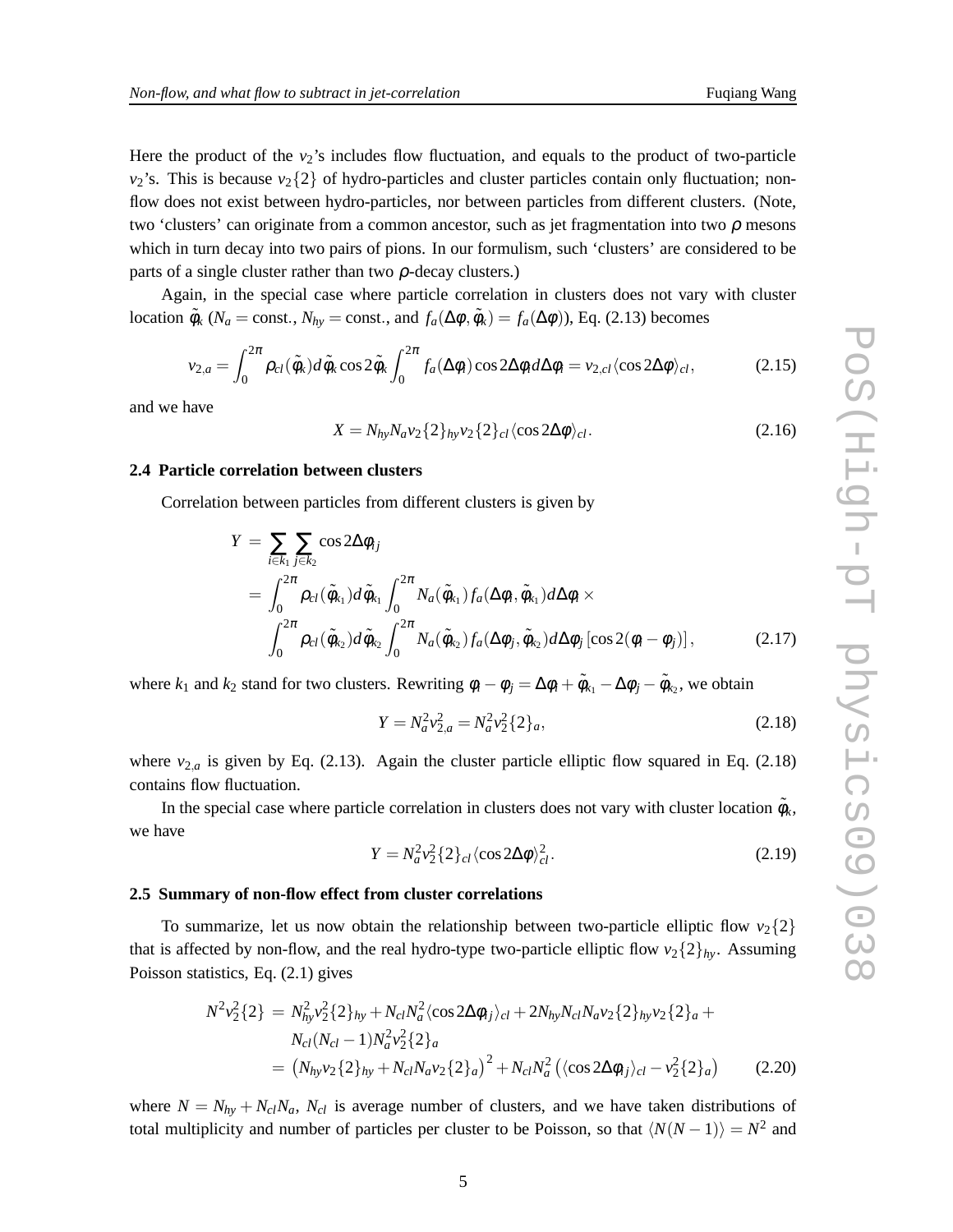Here the product of the $v_2$'s includes flow fluctuation, and equals to the product of two-particle $v_2$'s. This is because $v_2\{2\}$ of hydro-particles and cluster particles contain only fluctuation; non-flow does not exist between hydro-particles, nor between particles from different clusters. (Note, two 'clusters' can originate from a common ancestor, such as jet fragmentation into two $\rho$ mesons which in turn decay into two pairs of pions. In our formulism, such 'clusters' are considered to be parts of a single cluster rather than two $\rho$-decay clusters.)

Again, in the special case where particle correlation in clusters does not vary with cluster location $\tilde{\phi}_k$ ($N_a =$ const., $N_{hy} =$ const., and $f_a(\Delta\phi, \tilde{\phi}_k) = f_a(\Delta\phi)$), Eq. (2.13) becomes

$$v_{2,a} = \int_0^{2\pi} \rho_{cl}(\tilde{\phi}_k) d\tilde{\phi}_k \cos 2\tilde{\phi}_k \int_0^{2\pi} f_a(\Delta\phi_i) \cos 2\Delta\phi_i d\Delta\phi_i = v_{2,cl} \langle \cos 2\Delta\phi \rangle_{cl}, \tag{2.15}$$

and we have

$$X = N_{hy} N_a v_2\{2\}_{hy} v_2\{2\}_{cl} \langle \cos 2\Delta\phi \rangle_{cl}. \tag{2.16}$$

### 2.4 Particle correlation between clusters

Correlation between particles from different clusters is given by

$$\begin{aligned} Y &= \sum_{i \in k_1} \sum_{j \in k_2} \cos 2\Delta\phi_{ij} \\ &= \int_0^{2\pi} \rho_{cl}(\tilde{\phi}_{k_1}) d\tilde{\phi}_{k_1} \int_0^{2\pi} N_a(\tilde{\phi}_{k_1}) f_a(\Delta\phi_i, \tilde{\phi}_{k_1}) d\Delta\phi_i \times \\ &\quad \int_0^{2\pi} \rho_{cl}(\tilde{\phi}_{k_2}) d\tilde{\phi}_{k_2} \int_0^{2\pi} N_a(\tilde{\phi}_{k_2}) f_a(\Delta\phi_j, \tilde{\phi}_{k_2}) d\Delta\phi_j \left[\cos 2(\phi_i - \phi_j)\right], \end{aligned} \tag{2.17}$$

where $k_1$ and $k_2$ stand for two clusters. Rewriting $\phi_i - \phi_j = \Delta\phi_i + \tilde{\phi}_{k_1} - \Delta\phi_j - \tilde{\phi}_{k_2}$, we obtain

$$Y = N_a^2 v_{2,a}^2 = N_a^2 v_2^2\{2\}_a, \tag{2.18}$$

where $v_{2,a}$ is given by Eq. (2.13). Again the cluster particle elliptic flow squared in Eq. (2.18) contains flow fluctuation.

In the special case where particle correlation in clusters does not vary with cluster location $\tilde{\phi}_k$, we have

$$Y = N_a^2 v_2^2\{2\}_{cl} \langle \cos 2\Delta\phi \rangle_{cl}^2. \tag{2.19}$$

### 2.5 Summary of non-flow effect from cluster correlations

To summarize, let us now obtain the relationship between two-particle elliptic flow $v_2\{2\}$ that is affected by non-flow, and the real hydro-type two-particle elliptic flow $v_2\{2\}_{hy}$. Assuming Poisson statistics, Eq. (2.1) gives

$$\begin{aligned} N^2 v_2^2\{2\} &= N_{hy}^2 v_2^2\{2\}_{hy} + N_{cl} N_a^2 \langle \cos 2\Delta\phi_{ij} \rangle_{cl} + 2N_{hy} N_{cl} N_a v_2\{2\}_{hy} v_2\{2\}_a + \\ &\quad N_{cl}(N_{cl} - 1) N_a^2 v_2^2\{2\}_a \\ &= \left(N_{hy} v_2\{2\}_{hy} + N_{cl} N_a v_2\{2\}_a\right)^2 + N_{cl} N_a^2 \left(\langle \cos 2\Delta\phi_{ij} \rangle_{cl} - v_2^2\{2\}_a\right) \end{aligned} \tag{2.20}$$

where $N = N_{hy} + N_{cl} N_a$, $N_{cl}$ is average number of clusters, and we have taken distributions of total multiplicity and number of particles per cluster to be Poisson, so that $\langle N(N-1) \rangle = N^2$ and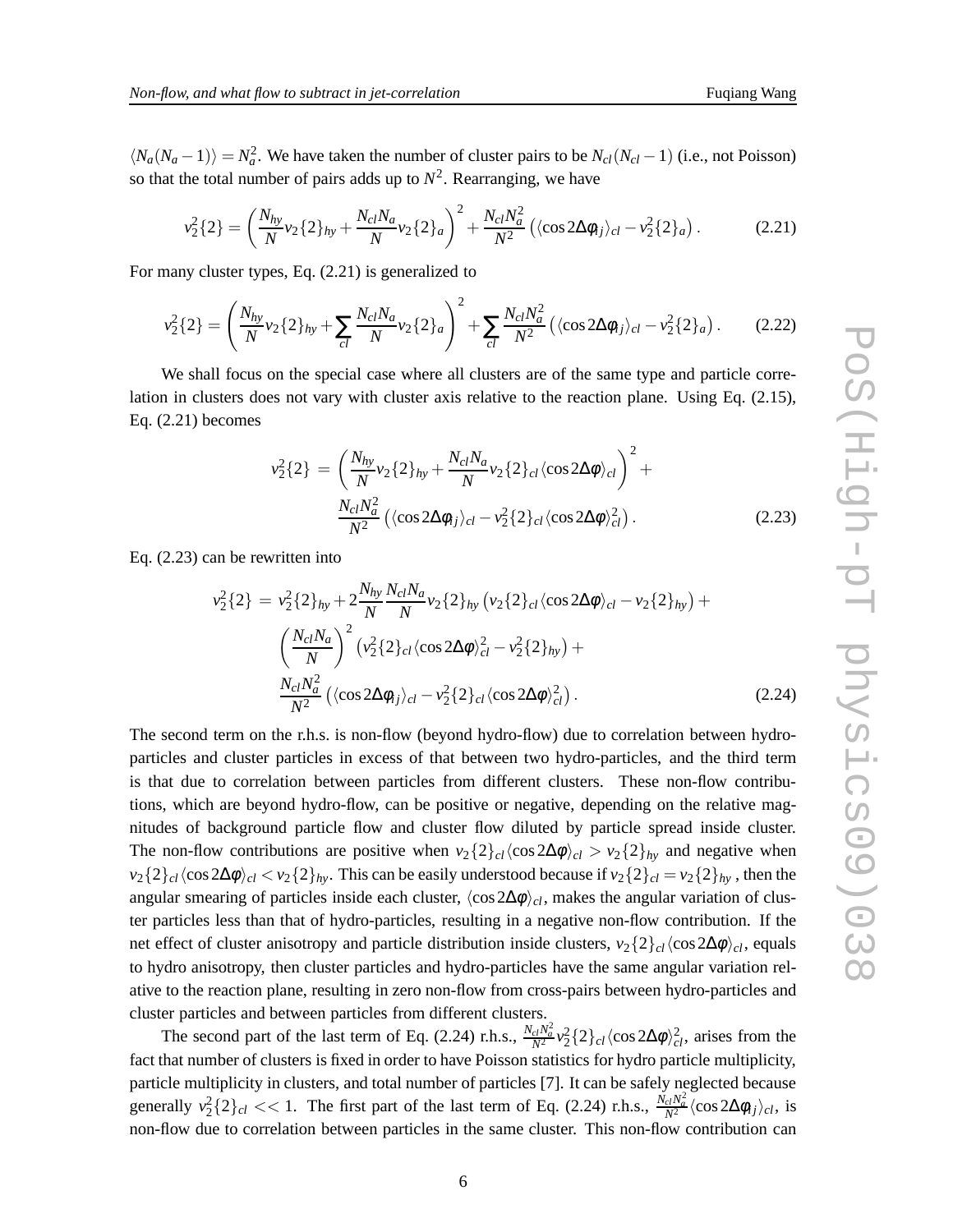$\langle N_a(N_a-1)\rangle = N_a^2$. We have taken the number of cluster pairs to be $N_{cl}(N_{cl}-1)$ (i.e., not Poisson) so that the total number of pairs adds up to $N^2$. Rearranging, we have

$$v_2^2\{2\} = \left(\frac{N_{hy}}{N}v_2\{2\}_{hy} + \frac{N_{cl}N_a}{N}v_2\{2\}_a\right)^2 + \frac{N_{cl}N_a^2}{N^2}\left(\langle\cos 2\Delta\phi_{ij}\rangle_{cl} - v_2^2\{2\}_a\right). \tag{2.21}$$

For many cluster types, Eq. (2.21) is generalized to

$$v_2^2\{2\} = \left(\frac{N_{hy}}{N}v_2\{2\}_{hy} + \sum_{cl}\frac{N_{cl}N_a}{N}v_2\{2\}_a\right)^2 + \sum_{cl}\frac{N_{cl}N_a^2}{N^2}\left(\langle\cos 2\Delta\phi_{ij}\rangle_{cl} - v_2^2\{2\}_a\right). \tag{2.22}$$

We shall focus on the special case where all clusters are of the same type and particle correlation in clusters does not vary with cluster axis relative to the reaction plane. Using Eq. (2.15), Eq. (2.21) becomes

$$\begin{aligned} v_2^2\{2\} = & \left(\frac{N_{hy}}{N}v_2\{2\}_{hy} + \frac{N_{cl}N_a}{N}v_2\{2\}_{cl}\langle\cos 2\Delta\phi\rangle_{cl}\right)^2 + \\ & \frac{N_{cl}N_a^2}{N^2}\left(\langle\cos 2\Delta\phi_{ij}\rangle_{cl} - v_2^2\{2\}_{cl}\langle\cos 2\Delta\phi\rangle_{cl}^2\right). \end{aligned} \tag{2.23}$$

Eq. (2.23) can be rewritten into

$$\begin{aligned} v_2^2\{2\} = & \, v_2^2\{2\}_{hy} + 2\frac{N_{hy}}{N}\frac{N_{cl}N_a}{N}v_2\{2\}_{hy}\left(v_2\{2\}_{cl}\langle\cos 2\Delta\phi\rangle_{cl} - v_2\{2\}_{hy}\right) + \\ & \left(\frac{N_{cl}N_a}{N}\right)^2\left(v_2^2\{2\}_{cl}\langle\cos 2\Delta\phi\rangle_{cl}^2 - v_2^2\{2\}_{hy}\right) + \\ & \frac{N_{cl}N_a^2}{N^2}\left(\langle\cos 2\Delta\phi_{ij}\rangle_{cl} - v_2^2\{2\}_{cl}\langle\cos 2\Delta\phi\rangle_{cl}^2\right). \end{aligned} \tag{2.24}$$

The second term on the r.h.s. is non-flow (beyond hydro-flow) due to correlation between hydro-particles and cluster particles in excess of that between two hydro-particles, and the third term is that due to correlation between particles from different clusters. These non-flow contributions, which are beyond hydro-flow, can be positive or negative, depending on the relative magnitudes of background particle flow and cluster flow diluted by particle spread inside cluster. The non-flow contributions are positive when $v_2\{2\}_{cl}\langle\cos 2\Delta\phi\rangle_{cl} > v_2\{2\}_{hy}$ and negative when $v_2\{2\}_{cl}\langle\cos 2\Delta\phi\rangle_{cl} < v_2\{2\}_{hy}$. This can be easily understood because if $v_2\{2\}_{cl} = v_2\{2\}_{hy}$, then the angular smearing of particles inside each cluster, $\langle\cos 2\Delta\phi\rangle_{cl}$, makes the angular variation of cluster particles less than that of hydro-particles, resulting in a negative non-flow contribution. If the net effect of cluster anisotropy and particle distribution inside clusters, $v_2\{2\}_{cl}\langle\cos 2\Delta\phi\rangle_{cl}$, equals to hydro anisotropy, then cluster particles and hydro-particles have the same angular variation relative to the reaction plane, resulting in zero non-flow from cross-pairs between hydro-particles and cluster particles and between particles from different clusters.

The second part of the last term of Eq. (2.24) r.h.s., $\frac{N_{cl}N_a^2}{N^2}v_2^2\{2\}_{cl}\langle\cos 2\Delta\phi\rangle_{cl}^2$, arises from the fact that number of clusters is fixed in order to have Poisson statistics for hydro particle multiplicity, particle multiplicity in clusters, and total number of particles [7]. It can be safely neglected because generally $v_2^2\{2\}_{cl} << 1$. The first part of the last term of Eq. (2.24) r.h.s., $\frac{N_{cl}N_a^2}{N^2}\langle\cos 2\Delta\phi_{ij}\rangle_{cl}$, is non-flow due to correlation between particles in the same cluster. This non-flow contribution can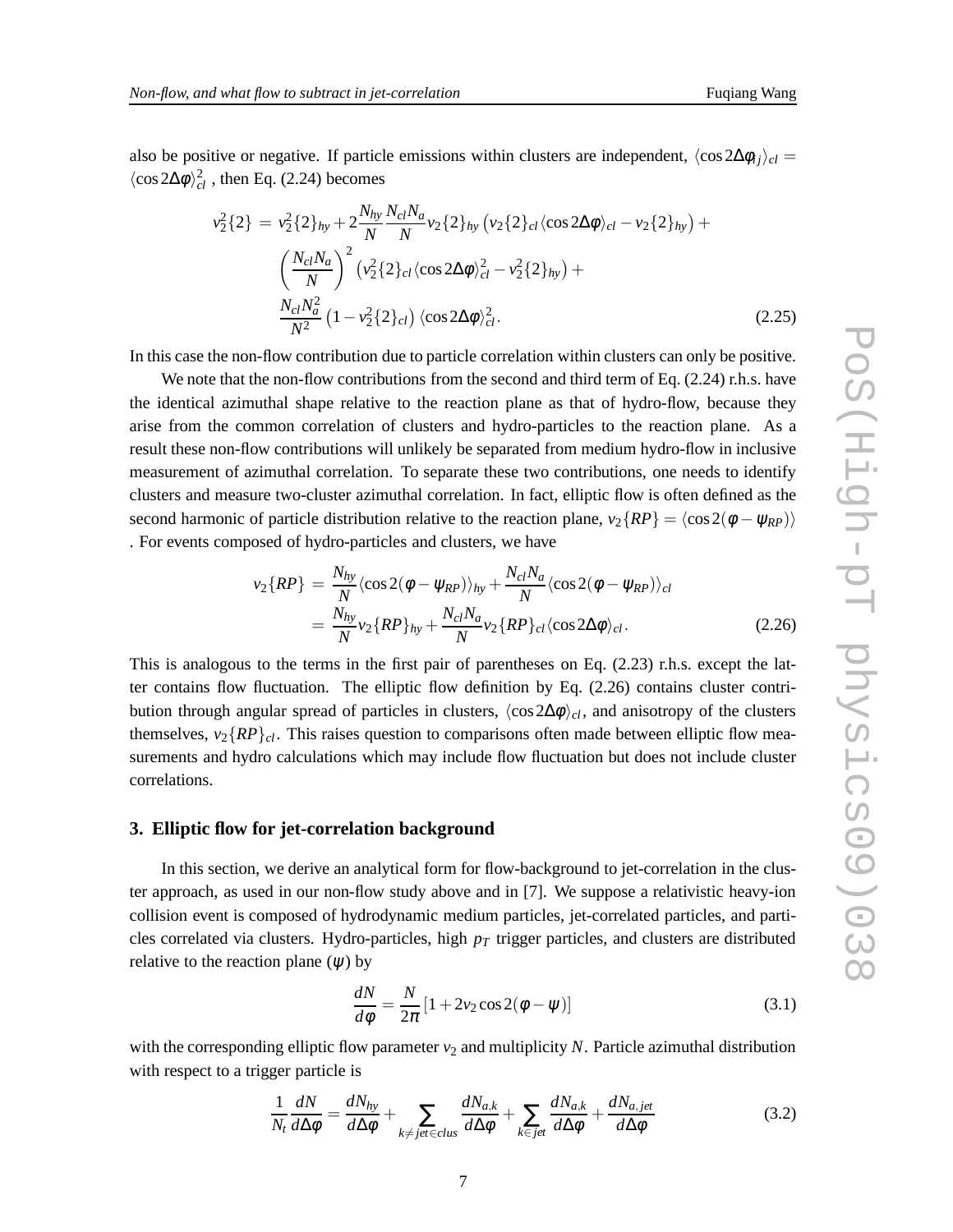also be positive or negative. If particle emissions within clusters are independent, $\langle\cos 2\Delta\phi_{ij}\rangle_{cl} = \langle\cos 2\Delta\phi\rangle_{cl}^2$ , then Eq. (2.24) becomes

$$
\begin{aligned}
v_2^2\{2\} \;=\; & v_2^2\{2\}_{hy} + 2\frac{N_{hy}}{N}\frac{N_{cl}N_a}{N}v_2\{2\}_{hy}\left(v_2\{2\}_{cl}\langle\cos 2\Delta\phi\rangle_{cl} - v_2\{2\}_{hy}\right) + \\
& \left(\frac{N_{cl}N_a}{N}\right)^2\left(v_2^2\{2\}_{cl}\langle\cos 2\Delta\phi\rangle_{cl}^2 - v_2^2\{2\}_{hy}\right) + \\
& \frac{N_{cl}N_a^2}{N^2}\left(1 - v_2^2\{2\}_{cl}\right)\langle\cos 2\Delta\phi\rangle_{cl}^2 .
\end{aligned}
\tag{2.25}
$$

In this case the non-flow contribution due to particle correlation within clusters can only be positive.

We note that the non-flow contributions from the second and third term of Eq. (2.24) r.h.s. have the identical azimuthal shape relative to the reaction plane as that of hydro-flow, because they arise from the common correlation of clusters and hydro-particles to the reaction plane. As a result these non-flow contributions will unlikely be separated from medium hydro-flow in inclusive measurement of azimuthal correlation. To separate these two contributions, one needs to identify clusters and measure two-cluster azimuthal correlation. In fact, elliptic flow is often defined as the second harmonic of particle distribution relative to the reaction plane, $v_2\{RP\} = \langle\cos 2(\phi - \psi_{RP})\rangle$ . For events composed of hydro-particles and clusters, we have

$$
\begin{aligned}
v_2\{RP\} \;&=\; \frac{N_{hy}}{N}\langle\cos 2(\phi - \psi_{RP})\rangle_{hy} + \frac{N_{cl}N_a}{N}\langle\cos 2(\phi - \psi_{RP})\rangle_{cl} \\
&=\; \frac{N_{hy}}{N}v_2\{RP\}_{hy} + \frac{N_{cl}N_a}{N}v_2\{RP\}_{cl}\langle\cos 2\Delta\phi\rangle_{cl} .
\end{aligned}
\tag{2.26}
$$

This is analogous to the terms in the first pair of parentheses on Eq. (2.23) r.h.s. except the latter contains flow fluctuation. The elliptic flow definition by Eq. (2.26) contains cluster contribution through angular spread of particles in clusters, $\langle\cos 2\Delta\phi\rangle_{cl}$, and anisotropy of the clusters themselves, $v_2\{RP\}_{cl}$. This raises question to comparisons often made between elliptic flow measurements and hydro calculations which may include flow fluctuation but does not include cluster correlations.

## 3. Elliptic flow for jet-correlation background

In this section, we derive an analytical form for flow-background to jet-correlation in the cluster approach, as used in our non-flow study above and in [7]. We suppose a relativistic heavy-ion collision event is composed of hydrodynamic medium particles, jet-correlated particles, and particles correlated via clusters. Hydro-particles, high $p_T$ trigger particles, and clusters are distributed relative to the reaction plane ($\psi$) by

$$
\frac{dN}{d\phi} = \frac{N}{2\pi}\left[1 + 2v_2\cos 2(\phi - \psi)\right]
\tag{3.1}
$$

with the corresponding elliptic flow parameter $v_2$ and multiplicity $N$. Particle azimuthal distribution with respect to a trigger particle is

$$
\frac{1}{N_t}\frac{dN}{d\Delta\phi} = \frac{dN_{hy}}{d\Delta\phi} + \sum_{k\neq jet\in clus}\frac{dN_{a,k}}{d\Delta\phi} + \sum_{k\in jet}\frac{dN_{a,k}}{d\Delta\phi} + \frac{dN_{a,jet}}{d\Delta\phi}
\tag{3.2}
$$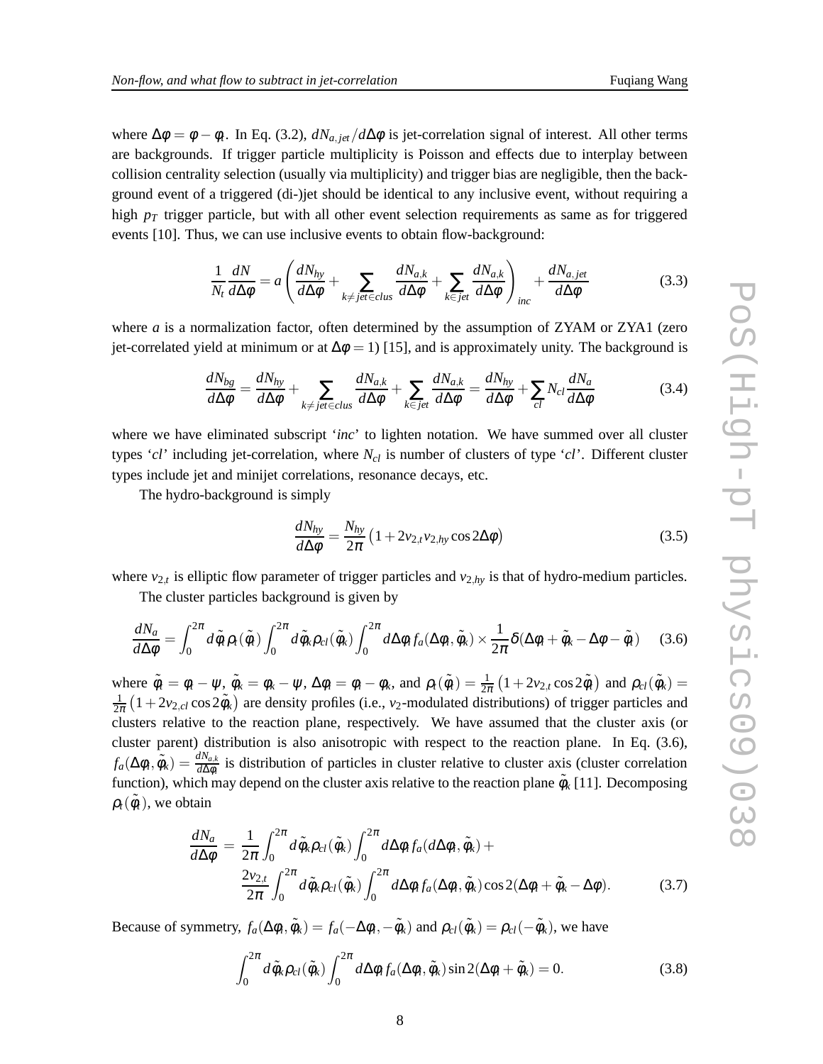where $\Delta\phi = \phi - \phi_t$. In Eq. (3.2), $dN_{a,jet}/d\Delta\phi$ is jet-correlation signal of interest. All other terms are backgrounds. If trigger particle multiplicity is Poisson and effects due to interplay between collision centrality selection (usually via multiplicity) and trigger bias are negligible, then the background event of a triggered (di-)jet should be identical to any inclusive event, without requiring a high $p_T$ trigger particle, but with all other event selection requirements as same as for triggered events [10]. Thus, we can use inclusive events to obtain flow-background:

$$\frac{1}{N_t}\frac{dN}{d\Delta\phi} = a\left(\frac{dN_{hy}}{d\Delta\phi} + \sum_{k\neq jet\in clus}\frac{dN_{a,k}}{d\Delta\phi} + \sum_{k\in jet}\frac{dN_{a,k}}{d\Delta\phi}\right)_{inc} + \frac{dN_{a,jet}}{d\Delta\phi} \tag{3.3}$$

where $a$ is a normalization factor, often determined by the assumption of ZYAM or ZYA1 (zero jet-correlated yield at minimum or at $\Delta\phi = 1$) [15], and is approximately unity. The background is

$$\frac{dN_{bg}}{d\Delta\phi} = \frac{dN_{hy}}{d\Delta\phi} + \sum_{k\neq jet\in clus}\frac{dN_{a,k}}{d\Delta\phi} + \sum_{k\in jet}\frac{dN_{a,k}}{d\Delta\phi} = \frac{dN_{hy}}{d\Delta\phi} + \sum_{cl} N_{cl}\frac{dN_a}{d\Delta\phi} \tag{3.4}$$

where we have eliminated subscript '*inc*' to lighten notation. We have summed over all cluster types '*cl*' including jet-correlation, where $N_{cl}$ is number of clusters of type '*cl*'. Different cluster types include jet and minijet correlations, resonance decays, etc.

The hydro-background is simply

$$\frac{dN_{hy}}{d\Delta\phi} = \frac{N_{hy}}{2\pi}\left(1 + 2v_{2,t}v_{2,hy}\cos 2\Delta\phi\right) \tag{3.5}$$

where $v_{2,t}$ is elliptic flow parameter of trigger particles and $v_{2,hy}$ is that of hydro-medium particles.

The cluster particles background is given by

$$\frac{dN_a}{d\Delta\phi} = \int_0^{2\pi} d\tilde{\phi}_t\,\rho_t(\tilde{\phi}_t)\int_0^{2\pi} d\tilde{\phi}_k\rho_{cl}(\tilde{\phi}_k)\int_0^{2\pi} d\Delta\phi_t\, f_a(\Delta\phi_t,\tilde{\phi}_k)\times\frac{1}{2\pi}\delta(\Delta\phi_t + \tilde{\phi}_k - \Delta\phi - \tilde{\phi}_t) \tag{3.6}$$

where $\tilde{\phi}_t = \phi_t - \psi$, $\tilde{\phi}_k = \phi_k - \psi$, $\Delta\phi_t = \phi_t - \phi_k$, and $\rho_t(\tilde{\phi}_t) = \frac{1}{2\pi}\left(1 + 2v_{2,t}\cos 2\tilde{\phi}_t\right)$ and $\rho_{cl}(\tilde{\phi}_k) = \frac{1}{2\pi}\left(1 + 2v_{2,cl}\cos 2\tilde{\phi}_k\right)$ are density profiles (i.e., $v_2$-modulated distributions) of trigger particles and clusters relative to the reaction plane, respectively. We have assumed that the cluster axis (or cluster parent) distribution is also anisotropic with respect to the reaction plane. In Eq. (3.6), $f_a(\Delta\phi_t,\tilde{\phi}_k) = \frac{dN_{a,k}}{d\Delta\phi_t}$ is distribution of particles in cluster relative to cluster axis (cluster correlation function), which may depend on the cluster axis relative to the reaction plane $\tilde{\phi}_k$ [11]. Decomposing $\rho_t(\tilde{\phi}_t)$, we obtain

$$\begin{aligned}\frac{dN_a}{d\Delta\phi} = &\ \frac{1}{2\pi}\int_0^{2\pi} d\tilde{\phi}_k\rho_{cl}(\tilde{\phi}_k)\int_0^{2\pi} d\Delta\phi_t\, f_a(d\Delta\phi_t,\tilde{\phi}_k) + \\ &\ \frac{2v_{2,t}}{2\pi}\int_0^{2\pi} d\tilde{\phi}_k\rho_{cl}(\tilde{\phi}_k)\int_0^{2\pi} d\Delta\phi_t\, f_a(\Delta\phi_t,\tilde{\phi}_k)\cos 2(\Delta\phi_t + \tilde{\phi}_k - \Delta\phi).\end{aligned} \tag{3.7}$$

Because of symmetry, $f_a(\Delta\phi_t,\tilde{\phi}_k) = f_a(-\Delta\phi_t,-\tilde{\phi}_k)$ and $\rho_{cl}(\tilde{\phi}_k) = \rho_{cl}(-\tilde{\phi}_k)$, we have

$$\int_0^{2\pi} d\tilde{\phi}_k\rho_{cl}(\tilde{\phi}_k)\int_0^{2\pi} d\Delta\phi_t\, f_a(\Delta\phi_t,\tilde{\phi}_k)\sin 2(\Delta\phi_t + \tilde{\phi}_k) = 0. \tag{3.8}$$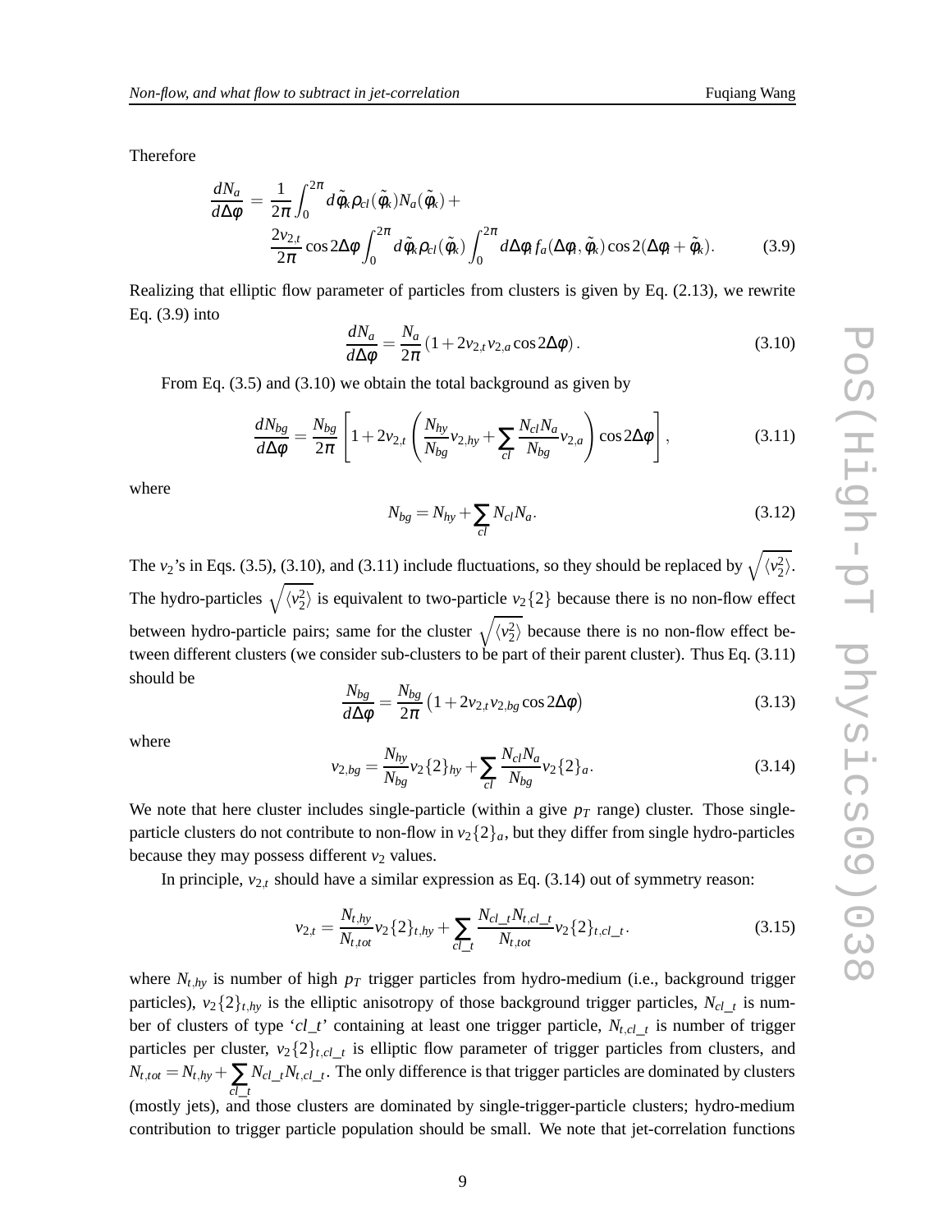Therefore

$$\frac{dN_a}{d\Delta\phi} = \frac{1}{2\pi}\int_0^{2\pi} d\tilde{\phi}_k \rho_{cl}(\tilde{\phi}_k) N_a(\tilde{\phi}_k) + \frac{2v_{2,t}}{2\pi}\cos 2\Delta\phi \int_0^{2\pi} d\tilde{\phi}_k \rho_{cl}(\tilde{\phi}_k) \int_0^{2\pi} d\Delta\phi_i f_a(\Delta\phi_i, \tilde{\phi}_k) \cos 2(\Delta\phi_i + \tilde{\phi}_k). \tag{3.9}$$

Realizing that elliptic flow parameter of particles from clusters is given by Eq. (2.13), we rewrite Eq. (3.9) into

$$\frac{dN_a}{d\Delta\phi} = \frac{N_a}{2\pi}\left(1 + 2v_{2,t}v_{2,a}\cos 2\Delta\phi\right). \tag{3.10}$$

From Eq. (3.5) and (3.10) we obtain the total background as given by

$$\frac{dN_{bg}}{d\Delta\phi} = \frac{N_{bg}}{2\pi}\left[1 + 2v_{2,t}\left(\frac{N_{hy}}{N_{bg}}v_{2,hy} + \sum_{cl}\frac{N_{cl}N_a}{N_{bg}}v_{2,a}\right)\cos 2\Delta\phi\right], \tag{3.11}$$

where

$$N_{bg} = N_{hy} + \sum_{cl} N_{cl}N_a. \tag{3.12}$$

The $v_2$'s in Eqs. (3.5), (3.10), and (3.11) include fluctuations, so they should be replaced by $\sqrt{\langle v_2^2\rangle}$. The hydro-particles $\sqrt{\langle v_2^2\rangle}$ is equivalent to two-particle $v_2\{2\}$ because there is no non-flow effect between hydro-particle pairs; same for the cluster $\sqrt{\langle v_2^2\rangle}$ because there is no non-flow effect between different clusters (we consider sub-clusters to be part of their parent cluster). Thus Eq. (3.11) should be

$$\frac{N_{bg}}{d\Delta\phi} = \frac{N_{bg}}{2\pi}\left(1 + 2v_{2,t}v_{2,bg}\cos 2\Delta\phi\right) \tag{3.13}$$

where

$$v_{2,bg} = \frac{N_{hy}}{N_{bg}}v_2\{2\}_{hy} + \sum_{cl}\frac{N_{cl}N_a}{N_{bg}}v_2\{2\}_a. \tag{3.14}$$

We note that here cluster includes single-particle (within a give $p_T$ range) cluster. Those single-particle clusters do not contribute to non-flow in $v_2\{2\}_a$, but they differ from single hydro-particles because they may possess different $v_2$ values.

In principle, $v_{2,t}$ should have a similar expression as Eq. (3.14) out of symmetry reason:

$$v_{2,t} = \frac{N_{t,hy}}{N_{t,tot}}v_2\{2\}_{t,hy} + \sum_{cl\_t}\frac{N_{cl\_t}N_{t,cl\_t}}{N_{t,tot}}v_2\{2\}_{t,cl\_t}. \tag{3.15}$$

where $N_{t,hy}$ is number of high $p_T$ trigger particles from hydro-medium (i.e., background trigger particles), $v_2\{2\}_{t,hy}$ is the elliptic anisotropy of those background trigger particles, $N_{cl\_t}$ is number of clusters of type '$cl\_t$' containing at least one trigger particle, $N_{t,cl\_t}$ is number of trigger particles per cluster, $v_2\{2\}_{t,cl\_t}$ is elliptic flow parameter of trigger particles from clusters, and $N_{t,tot} = N_{t,hy} + \sum_{cl\_t} N_{cl\_t}N_{t,cl\_t}$. The only difference is that trigger particles are dominated by clusters (mostly jets), and those clusters are dominated by single-trigger-particle clusters; hydro-medium contribution to trigger particle population should be small. We note that jet-correlation functions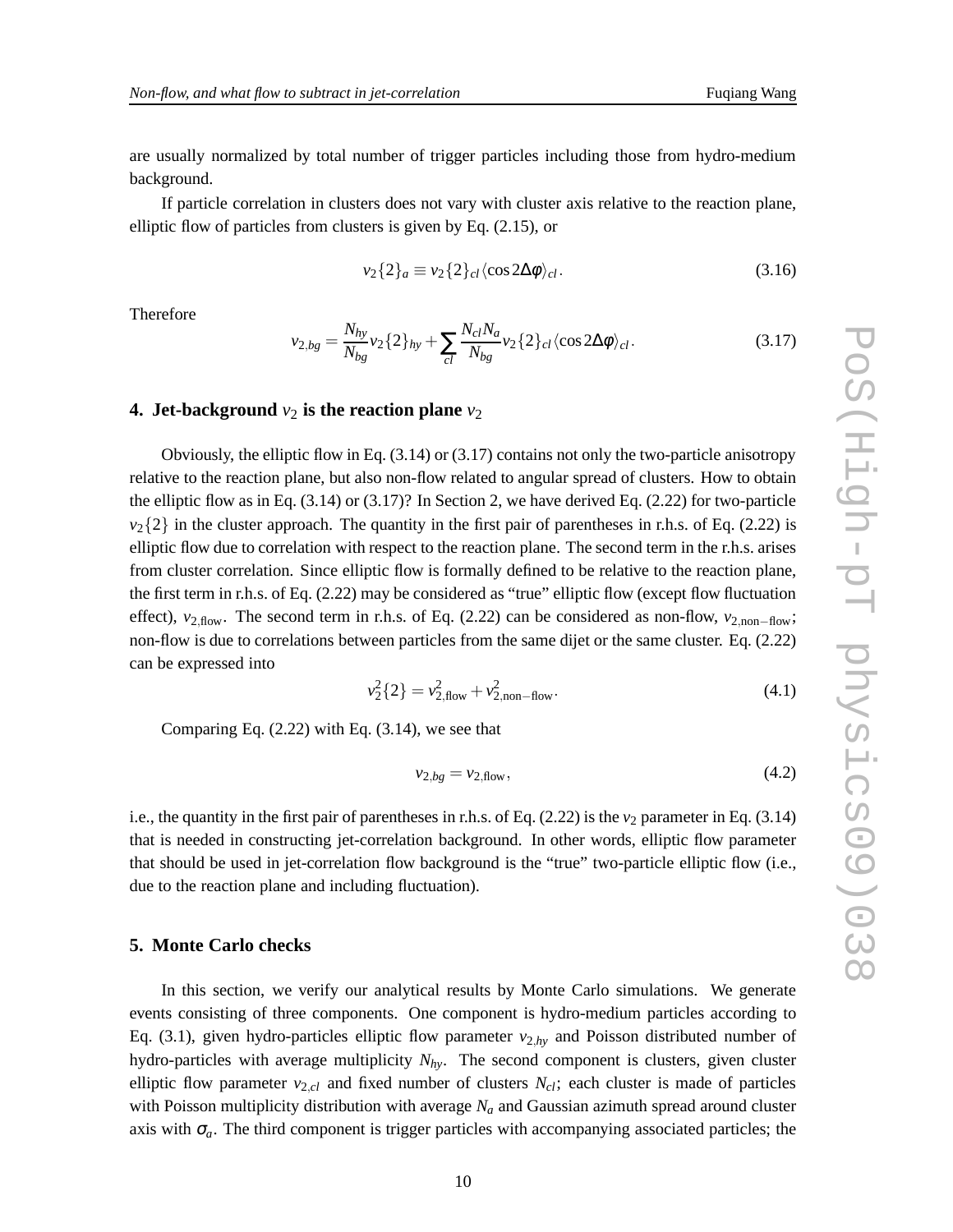are usually normalized by total number of trigger particles including those from hydro-medium background.

If particle correlation in clusters does not vary with cluster axis relative to the reaction plane, elliptic flow of particles from clusters is given by Eq. (2.15), or

$$v_2\{2\}_a \equiv v_2\{2\}_{cl}\langle\cos 2\Delta\phi\rangle_{cl}. \tag{3.16}$$

Therefore

$$v_{2,bg} = \frac{N_{hy}}{N_{bg}}v_2\{2\}_{hy} + \sum_{cl}\frac{N_{cl}N_a}{N_{bg}}v_2\{2\}_{cl}\langle\cos 2\Delta\phi\rangle_{cl}. \tag{3.17}$$

## 4. Jet-background $v_2$ is the reaction plane $v_2$

Obviously, the elliptic flow in Eq. (3.14) or (3.17) contains not only the two-particle anisotropy relative to the reaction plane, but also non-flow related to angular spread of clusters. How to obtain the elliptic flow as in Eq. (3.14) or (3.17)? In Section 2, we have derived Eq. (2.22) for two-particle $v_2\{2\}$ in the cluster approach. The quantity in the first pair of parentheses in r.h.s. of Eq. (2.22) is elliptic flow due to correlation with respect to the reaction plane. The second term in the r.h.s. arises from cluster correlation. Since elliptic flow is formally defined to be relative to the reaction plane, the first term in r.h.s. of Eq. (2.22) may be considered as "true" elliptic flow (except flow fluctuation effect), $v_{2,\text{flow}}$. The second term in r.h.s. of Eq. (2.22) can be considered as non-flow, $v_{2,\text{non-flow}}$; non-flow is due to correlations between particles from the same dijet or the same cluster. Eq. (2.22) can be expressed into

$$v_2^2\{2\} = v_{2,\text{flow}}^2 + v_{2,\text{non-flow}}^2. \tag{4.1}$$

Comparing Eq. (2.22) with Eq. (3.14), we see that

$$v_{2,bg} = v_{2,\text{flow}}, \tag{4.2}$$

i.e., the quantity in the first pair of parentheses in r.h.s. of Eq. (2.22) is the $v_2$ parameter in Eq. (3.14) that is needed in constructing jet-correlation background. In other words, elliptic flow parameter that should be used in jet-correlation flow background is the "true" two-particle elliptic flow (i.e., due to the reaction plane and including fluctuation).

## 5. Monte Carlo checks

In this section, we verify our analytical results by Monte Carlo simulations. We generate events consisting of three components. One component is hydro-medium particles according to Eq. (3.1), given hydro-particles elliptic flow parameter $v_{2,hy}$ and Poisson distributed number of hydro-particles with average multiplicity $N_{hy}$. The second component is clusters, given cluster elliptic flow parameter $v_{2,cl}$ and fixed number of clusters $N_{cl}$; each cluster is made of particles with Poisson multiplicity distribution with average $N_a$ and Gaussian azimuth spread around cluster axis with $\sigma_a$. The third component is trigger particles with accompanying associated particles; the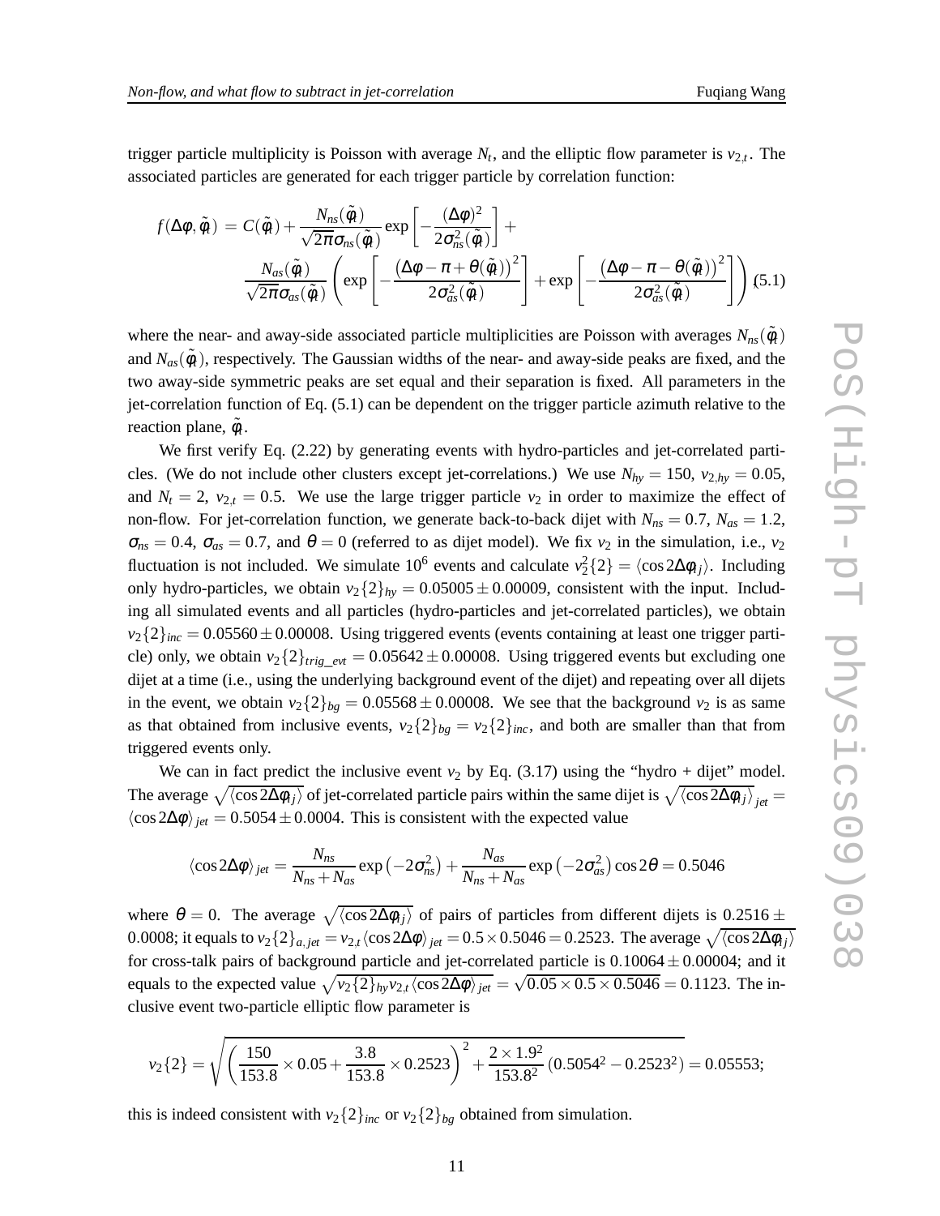trigger particle multiplicity is Poisson with average $N_t$, and the elliptic flow parameter is $v_{2,t}$. The associated particles are generated for each trigger particle by correlation function:

$$f(\Delta\phi, \tilde{\phi}_t) = C(\tilde{\phi}_t) + \frac{N_{ns}(\tilde{\phi}_t)}{\sqrt{2\pi}\sigma_{ns}(\tilde{\phi}_t)} \exp\left[-\frac{(\Delta\phi)^2}{2\sigma_{ns}^2(\tilde{\phi}_t)}\right] + \frac{N_{as}(\tilde{\phi}_t)}{\sqrt{2\pi}\sigma_{as}(\tilde{\phi}_t)} \left( \exp\left[-\frac{\left(\Delta\phi - \pi + \theta(\tilde{\phi}_t)\right)^2}{2\sigma_{as}^2(\tilde{\phi}_t)}\right] + \exp\left[-\frac{\left(\Delta\phi - \pi - \theta(\tilde{\phi}_t)\right)^2}{2\sigma_{as}^2(\tilde{\phi}_t)}\right] \right) \quad (5.1)$$

where the near- and away-side associated particle multiplicities are Poisson with averages $N_{ns}(\tilde{\phi}_t)$ and $N_{as}(\tilde{\phi}_t)$, respectively. The Gaussian widths of the near- and away-side peaks are fixed, and the two away-side symmetric peaks are set equal and their separation is fixed. All parameters in the jet-correlation function of Eq. (5.1) can be dependent on the trigger particle azimuth relative to the reaction plane, $\tilde{\phi}_t$.

We first verify Eq. (2.22) by generating events with hydro-particles and jet-correlated particles. (We do not include other clusters except jet-correlations.) We use $N_{hy} = 150$, $v_{2,hy} = 0.05$, and $N_t = 2$, $v_{2,t} = 0.5$. We use the large trigger particle $v_2$ in order to maximize the effect of non-flow. For jet-correlation function, we generate back-to-back dijet with $N_{ns} = 0.7$, $N_{as} = 1.2$, $\sigma_{ns} = 0.4$, $\sigma_{as} = 0.7$, and $\theta = 0$ (referred to as dijet model). We fix $v_2$ in the simulation, i.e., $v_2$ fluctuation is not included. We simulate $10^6$ events and calculate $v_2^2\{2\} = \langle \cos 2\Delta\phi_{ij} \rangle$. Including only hydro-particles, we obtain $v_2\{2\}_{hy} = 0.05005 \pm 0.00009$, consistent with the input. Including all simulated events and all particles (hydro-particles and jet-correlated particles), we obtain $v_2\{2\}_{inc} = 0.05560 \pm 0.00008$. Using triggered events (events containing at least one trigger particle) only, we obtain $v_2\{2\}_{trig\_evt} = 0.05642 \pm 0.00008$. Using triggered events but excluding one dijet at a time (i.e., using the underlying background event of the dijet) and repeating over all dijets in the event, we obtain $v_2\{2\}_{bg} = 0.05568 \pm 0.00008$. We see that the background $v_2$ is as same as that obtained from inclusive events, $v_2\{2\}_{bg} = v_2\{2\}_{inc}$, and both are smaller than that from triggered events only.

We can in fact predict the inclusive event $v_2$ by Eq. (3.17) using the "hydro + dijet" model. The average $\sqrt{\langle \cos 2\Delta\phi_{ij} \rangle}$ of jet-correlated particle pairs within the same dijet is $\sqrt{\langle \cos 2\Delta\phi_{ij} \rangle}_{jet} = \langle \cos 2\Delta\phi \rangle_{jet} = 0.5054 \pm 0.0004$. This is consistent with the expected value

$$\langle \cos 2\Delta\phi \rangle_{jet} = \frac{N_{ns}}{N_{ns} + N_{as}} \exp\left(-2\sigma_{ns}^2\right) + \frac{N_{as}}{N_{ns} + N_{as}} \exp\left(-2\sigma_{as}^2\right) \cos 2\theta = 0.5046$$

where $\theta = 0$. The average $\sqrt{\langle \cos 2\Delta\phi_{ij} \rangle}$ of pairs of particles from different dijets is $0.2516 \pm 0.0008$; it equals to $v_2\{2\}_{a,jet} = v_{2,t} \langle \cos 2\Delta\phi \rangle_{jet} = 0.5 \times 0.5046 = 0.2523$. The average $\sqrt{\langle \cos 2\Delta\phi_{ij} \rangle}$ for cross-talk pairs of background particle and jet-correlated particle is $0.10064 \pm 0.00004$; and it equals to the expected value $\sqrt{v_2\{2\}_{hy} v_{2,t} \langle \cos 2\Delta\phi \rangle_{jet}} = \sqrt{0.05 \times 0.5 \times 0.5046} = 0.1123$. The inclusive event two-particle elliptic flow parameter is

$$v_2\{2\} = \sqrt{\left( \frac{150}{153.8} \times 0.05 + \frac{3.8}{153.8} \times 0.2523 \right)^2 + \frac{2 \times 1.9^2}{153.8^2} \left(0.5054^2 - 0.2523^2\right)} = 0.05553;$$

this is indeed consistent with $v_2\{2\}_{inc}$ or $v_2\{2\}_{bg}$ obtained from simulation.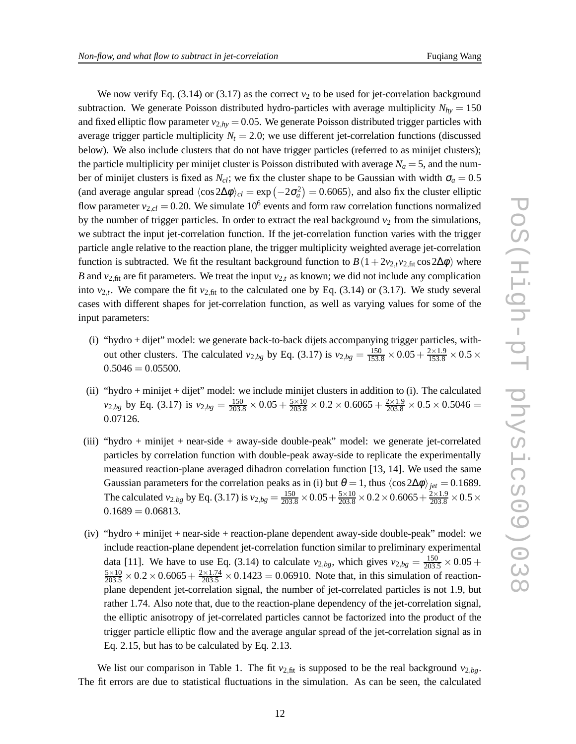We now verify Eq. (3.14) or (3.17) as the correct $v_2$ to be used for jet-correlation background subtraction. We generate Poisson distributed hydro-particles with average multiplicity $N_{hy} = 150$ and fixed elliptic flow parameter $v_{2,hy} = 0.05$. We generate Poisson distributed trigger particles with average trigger particle multiplicity $N_t = 2.0$; we use different jet-correlation functions (discussed below). We also include clusters that do not have trigger particles (referred to as minijet clusters); the particle multiplicity per minijet cluster is Poisson distributed with average $N_a = 5$, and the number of minijet clusters is fixed as $N_{cl}$; we fix the cluster shape to be Gaussian with width $\sigma_a = 0.5$ (and average angular spread $\langle \cos 2\Delta\phi \rangle_{cl} = \exp\left(-2\sigma_a^2\right) = 0.6065$), and also fix the cluster elliptic flow parameter $v_{2,cl} = 0.20$. We simulate $10^6$ events and form raw correlation functions normalized by the number of trigger particles. In order to extract the real background $v_2$ from the simulations, we subtract the input jet-correlation function. If the jet-correlation function varies with the trigger particle angle relative to the reaction plane, the trigger multiplicity weighted average jet-correlation function is subtracted. We fit the resultant background function to $B(1 + 2v_{2,t}v_{2,\text{fit}} \cos 2\Delta\phi)$ where $B$ and $v_{2,\text{fit}}$ are fit parameters. We treat the input $v_{2,t}$ as known; we did not include any complication into $v_{2,t}$. We compare the fit $v_{2,\text{fit}}$ to the calculated one by Eq. (3.14) or (3.17). We study several cases with different shapes for jet-correlation function, as well as varying values for some of the input parameters:

(i) "hydro + dijet" model: we generate back-to-back dijets accompanying trigger particles, without other clusters. The calculated $v_{2,bg}$ by Eq. (3.17) is $v_{2,bg} = \frac{150}{153.8} \times 0.05 + \frac{2\times1.9}{153.8} \times 0.5 \times 0.5046 = 0.05500$.

(ii) "hydro + minijet + dijet" model: we include minijet clusters in addition to (i). The calculated $v_{2,bg}$ by Eq. (3.17) is $v_{2,bg} = \frac{150}{203.8} \times 0.05 + \frac{5\times10}{203.8} \times 0.2 \times 0.6065 + \frac{2\times1.9}{203.8} \times 0.5 \times 0.5046 = 0.07126$.

(iii) "hydro + minijet + near-side + away-side double-peak" model: we generate jet-correlated particles by correlation function with double-peak away-side to replicate the experimentally measured reaction-plane averaged dihadron correlation function [13, 14]. We used the same Gaussian parameters for the correlation peaks as in (i) but $\theta = 1$, thus $\langle \cos 2\Delta\phi \rangle_{jet} = 0.1689$. The calculated $v_{2,bg}$ by Eq. (3.17) is $v_{2,bg} = \frac{150}{203.8} \times 0.05 + \frac{5\times10}{203.8} \times 0.2 \times 0.6065 + \frac{2\times1.9}{203.8} \times 0.5 \times 0.1689 = 0.06813$.

(iv) "hydro + minijet + near-side + reaction-plane dependent away-side double-peak" model: we include reaction-plane dependent jet-correlation function similar to preliminary experimental data [11]. We have to use Eq. (3.14) to calculate $v_{2,bg}$, which gives $v_{2,bg} = \frac{150}{203.5} \times 0.05 + \frac{5\times10}{203.5} \times 0.2 \times 0.6065 + \frac{2\times1.74}{203.5} \times 0.1423 = 0.06910$. Note that, in this simulation of reaction-plane dependent jet-correlation signal, the number of jet-correlated particles is not 1.9, but rather 1.74. Also note that, due to the reaction-plane dependency of the jet-correlation signal, the elliptic anisotropy of jet-correlated particles cannot be factorized into the product of the trigger particle elliptic flow and the average angular spread of the jet-correlation signal as in Eq. 2.15, but has to be calculated by Eq. 2.13.

We list our comparison in Table 1. The fit $v_{2,\text{fit}}$ is supposed to be the real background $v_{2,bg}$. The fit errors are due to statistical fluctuations in the simulation. As can be seen, the calculated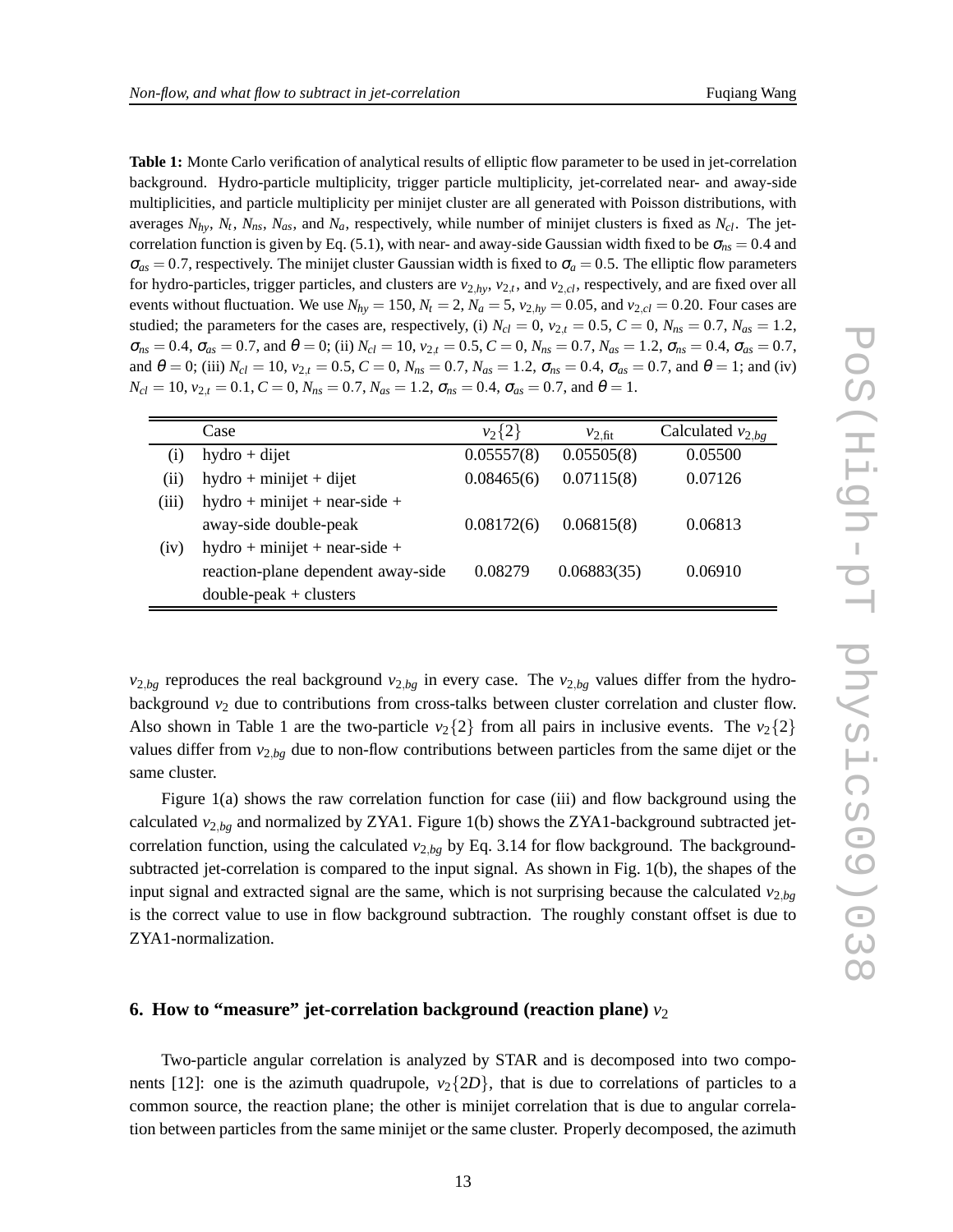**Table 1:** Monte Carlo verification of analytical results of elliptic flow parameter to be used in jet-correlation background. Hydro-particle multiplicity, trigger particle multiplicity, jet-correlated near- and away-side multiplicities, and particle multiplicity per minijet cluster are all generated with Poisson distributions, with averages $N_{hy}$, $N_t$, $N_{ns}$, $N_{as}$, and $N_a$, respectively, while number of minijet clusters is fixed as $N_{cl}$. The jet-correlation function is given by Eq. (5.1), with near- and away-side Gaussian width fixed to be $\sigma_{ns} = 0.4$ and $\sigma_{as} = 0.7$, respectively. The minijet cluster Gaussian width is fixed to $\sigma_a = 0.5$. The elliptic flow parameters for hydro-particles, trigger particles, and clusters are $v_{2,hy}$, $v_{2,t}$, and $v_{2,cl}$, respectively, and are fixed over all events without fluctuation. We use $N_{hy} = 150$, $N_t = 2$, $N_a = 5$, $v_{2,hy} = 0.05$, and $v_{2,cl} = 0.20$. Four cases are studied; the parameters for the cases are, respectively, (i) $N_{cl} = 0$, $v_{2,t} = 0.5$, $C = 0$, $N_{ns} = 0.7$, $N_{as} = 1.2$, $\sigma_{ns} = 0.4$, $\sigma_{as} = 0.7$, and $\theta = 0$; (ii) $N_{cl} = 10$, $v_{2,t} = 0.5$, $C = 0$, $N_{ns} = 0.7$, $N_{as} = 1.2$, $\sigma_{ns} = 0.4$, $\sigma_{as} = 0.7$, and $\theta = 0$; (iii) $N_{cl} = 10$, $v_{2,t} = 0.5$, $C = 0$, $N_{ns} = 0.7$, $N_{as} = 1.2$, $\sigma_{ns} = 0.4$, $\sigma_{as} = 0.7$, and $\theta = 1$; and (iv) $N_{cl} = 10$, $v_{2,t} = 0.1$, $C = 0$, $N_{ns} = 0.7$, $N_{as} = 1.2$, $\sigma_{ns} = 0.4$, $\sigma_{as} = 0.7$, and $\theta = 1$.

| | Case | $v_2\{2\}$ | $v_{2,\text{fit}}$ | Calculated $v_{2,bg}$ |
|---|---|---|---|---|
| (i) | hydro + dijet | 0.05557(8) | 0.05505(8) | 0.05500 |
| (ii) | hydro + minijet + dijet | 0.08465(6) | 0.07115(8) | 0.07126 |
| (iii) | hydro + minijet + near-side + away-side double-peak | 0.08172(6) | 0.06815(8) | 0.06813 |
| (iv) | hydro + minijet + near-side + reaction-plane dependent away-side double-peak + clusters | 0.08279 | 0.06883(35) | 0.06910 |

$v_{2,bg}$ reproduces the real background $v_{2,bg}$ in every case. The $v_{2,bg}$ values differ from the hydro-background $v_2$ due to contributions from cross-talks between cluster correlation and cluster flow. Also shown in Table 1 are the two-particle $v_2\{2\}$ from all pairs in inclusive events. The $v_2\{2\}$ values differ from $v_{2,bg}$ due to non-flow contributions between particles from the same dijet or the same cluster.

Figure 1(a) shows the raw correlation function for case (iii) and flow background using the calculated $v_{2,bg}$ and normalized by ZYA1. Figure 1(b) shows the ZYA1-background subtracted jet-correlation function, using the calculated $v_{2,bg}$ by Eq. 3.14 for flow background. The background-subtracted jet-correlation is compared to the input signal. As shown in Fig. 1(b), the shapes of the input signal and extracted signal are the same, which is not surprising because the calculated $v_{2,bg}$ is the correct value to use in flow background subtraction. The roughly constant offset is due to ZYA1-normalization.

## 6. How to "measure" jet-correlation background (reaction plane) $v_2$

Two-particle angular correlation is analyzed by STAR and is decomposed into two components [12]: one is the azimuth quadrupole, $v_2\{2D\}$, that is due to correlations of particles to a common source, the reaction plane; the other is minijet correlation that is due to angular correlation between particles from the same minijet or the same cluster. Properly decomposed, the azimuth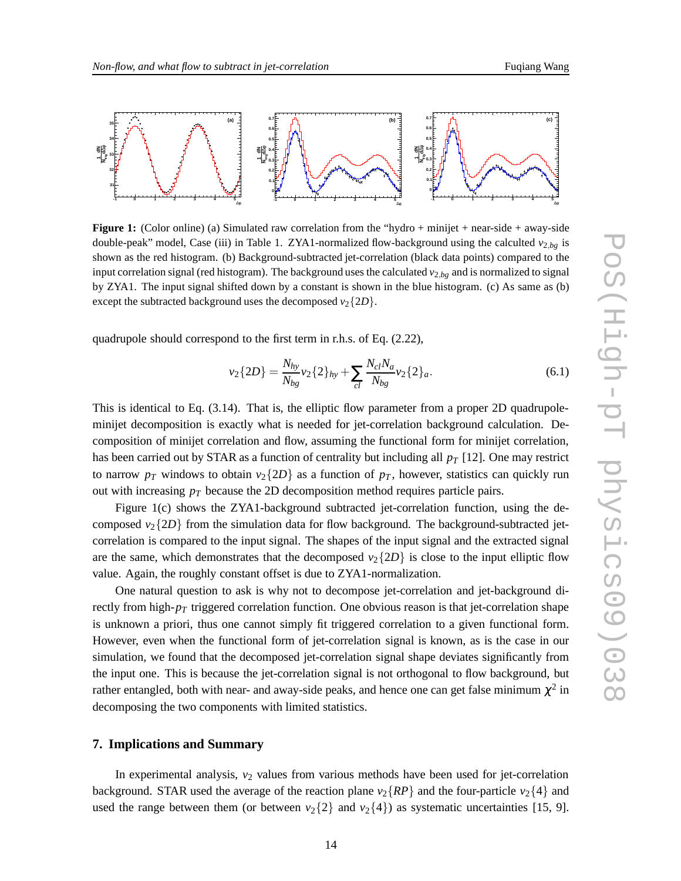**Figure 1:** (Color online) (a) Simulated raw correlation from the "hydro + minijet + near-side + away-side double-peak" model, Case (iii) in Table 1. ZYA1-normalized flow-background using the calculted $v_{2,bg}$ is shown as the red histogram. (b) Background-subtracted jet-correlation (black data points) compared to the input correlation signal (red histogram). The background uses the calculated $v_{2,bg}$ and is normalized to signal by ZYA1. The input signal shifted down by a constant is shown in the blue histogram. (c) As same as (b) except the subtracted background uses the decomposed $v_2\{2D\}$.

quadrupole should correspond to the first term in r.h.s. of Eq. (2.22),

$$v_2\{2D\} = \frac{N_{hy}}{N_{bg}} v_2\{2\}_{hy} + \sum_{cl} \frac{N_{cl} N_a}{N_{bg}} v_2\{2\}_a. \tag{6.1}$$

This is identical to Eq. (3.14). That is, the elliptic flow parameter from a proper 2D quadrupole-minijet decomposition is exactly what is needed for jet-correlation background calculation. Decomposition of minijet correlation and flow, assuming the functional form for minijet correlation, has been carried out by STAR as a function of centrality but including all $p_T$ [12]. One may restrict to narrow $p_T$ windows to obtain $v_2\{2D\}$ as a function of $p_T$, however, statistics can quickly run out with increasing $p_T$ because the 2D decomposition method requires particle pairs.

Figure 1(c) shows the ZYA1-background subtracted jet-correlation function, using the decomposed $v_2\{2D\}$ from the simulation data for flow background. The background-subtracted jet-correlation is compared to the input signal. The shapes of the input signal and the extracted signal are the same, which demonstrates that the decomposed $v_2\{2D\}$ is close to the input elliptic flow value. Again, the roughly constant offset is due to ZYA1-normalization.

One natural question to ask is why not to decompose jet-correlation and jet-background directly from high-$p_T$ triggered correlation function. One obvious reason is that jet-correlation shape is unknown a priori, thus one cannot simply fit triggered correlation to a given functional form. However, even when the functional form of jet-correlation signal is known, as is the case in our simulation, we found that the decomposed jet-correlation signal shape deviates significantly from the input one. This is because the jet-correlation signal is not orthogonal to flow background, but rather entangled, both with near- and away-side peaks, and hence one can get false minimum $\chi^2$ in decomposing the two components with limited statistics.

## 7. Implications and Summary

In experimental analysis, $v_2$ values from various methods have been used for jet-correlation background. STAR used the average of the reaction plane $v_2\{RP\}$ and the four-particle $v_2\{4\}$ and used the range between them (or between $v_2\{2\}$ and $v_2\{4\}$) as systematic uncertainties [15, 9].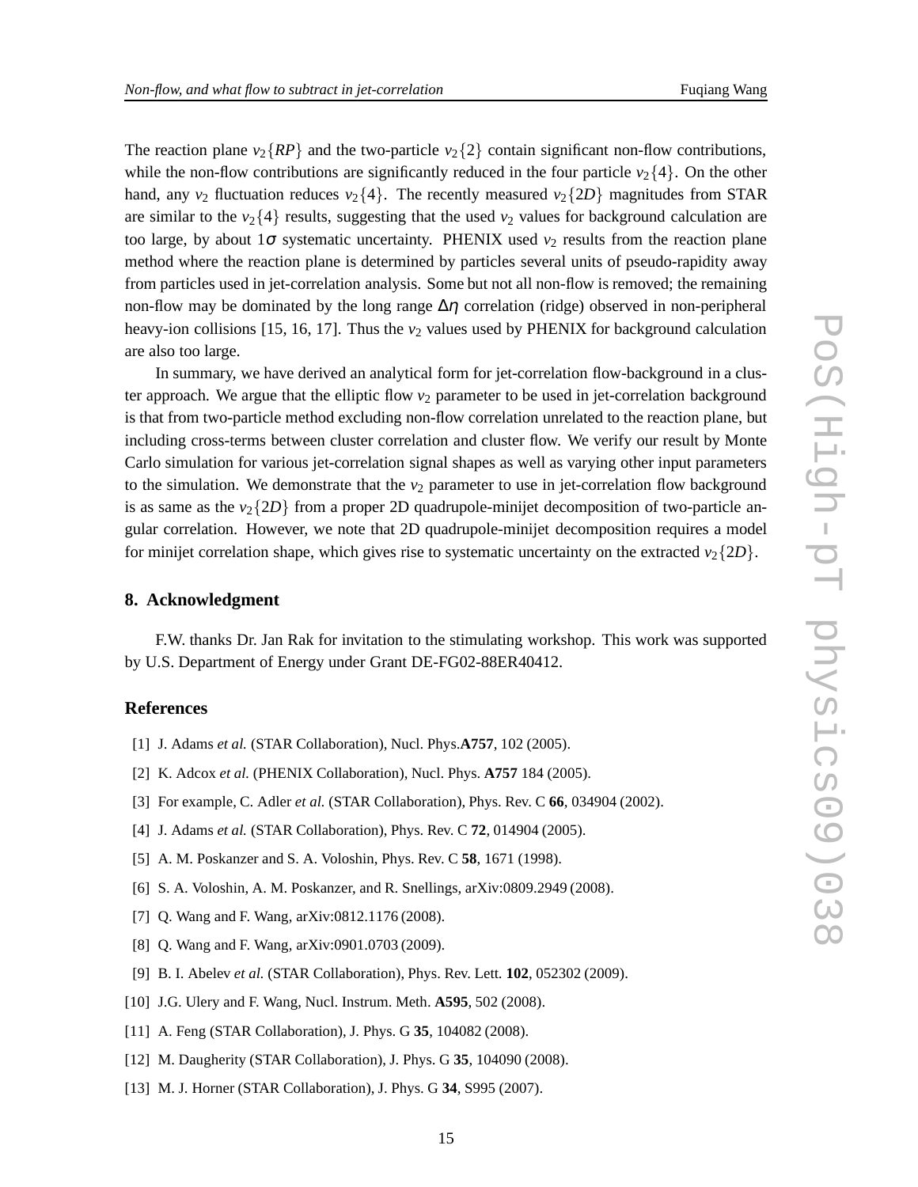The reaction plane $v_2\{RP\}$ and the two-particle $v_2\{2\}$ contain significant non-flow contributions, while the non-flow contributions are significantly reduced in the four particle $v_2\{4\}$. On the other hand, any $v_2$ fluctuation reduces $v_2\{4\}$. The recently measured $v_2\{2D\}$ magnitudes from STAR are similar to the $v_2\{4\}$ results, suggesting that the used $v_2$ values for background calculation are too large, by about $1\sigma$ systematic uncertainty. PHENIX used $v_2$ results from the reaction plane method where the reaction plane is determined by particles several units of pseudo-rapidity away from particles used in jet-correlation analysis. Some but not all non-flow is removed; the remaining non-flow may be dominated by the long range $\Delta\eta$ correlation (ridge) observed in non-peripheral heavy-ion collisions [15, 16, 17]. Thus the $v_2$ values used by PHENIX for background calculation are also too large.

In summary, we have derived an analytical form for jet-correlation flow-background in a cluster approach. We argue that the elliptic flow $v_2$ parameter to be used in jet-correlation background is that from two-particle method excluding non-flow correlation unrelated to the reaction plane, but including cross-terms between cluster correlation and cluster flow. We verify our result by Monte Carlo simulation for various jet-correlation signal shapes as well as varying other input parameters to the simulation. We demonstrate that the $v_2$ parameter to use in jet-correlation flow background is as same as the $v_2\{2D\}$ from a proper 2D quadrupole-minijet decomposition of two-particle angular correlation. However, we note that 2D quadrupole-minijet decomposition requires a model for minijet correlation shape, which gives rise to systematic uncertainty on the extracted $v_2\{2D\}$.

## 8. Acknowledgment

F.W. thanks Dr. Jan Rak for invitation to the stimulating workshop. This work was supported by U.S. Department of Energy under Grant DE-FG02-88ER40412.

## References

[1] J. Adams *et al.* (STAR Collaboration), Nucl. Phys.**A757**, 102 (2005).

[2] K. Adcox *et al.* (PHENIX Collaboration), Nucl. Phys. **A757** 184 (2005).

[3] For example, C. Adler *et al.* (STAR Collaboration), Phys. Rev. C **66**, 034904 (2002).

[4] J. Adams *et al.* (STAR Collaboration), Phys. Rev. C **72**, 014904 (2005).

[5] A. M. Poskanzer and S. A. Voloshin, Phys. Rev. C **58**, 1671 (1998).

[6] S. A. Voloshin, A. M. Poskanzer, and R. Snellings, arXiv:0809.2949 (2008).

[7] Q. Wang and F. Wang, arXiv:0812.1176 (2008).

[8] Q. Wang and F. Wang, arXiv:0901.0703 (2009).

[9] B. I. Abelev *et al.* (STAR Collaboration), Phys. Rev. Lett. **102**, 052302 (2009).

[10] J.G. Ulery and F. Wang, Nucl. Instrum. Meth. **A595**, 502 (2008).

[11] A. Feng (STAR Collaboration), J. Phys. G **35**, 104082 (2008).

[12] M. Daugherity (STAR Collaboration), J. Phys. G **35**, 104090 (2008).

[13] M. J. Horner (STAR Collaboration), J. Phys. G **34**, S995 (2007).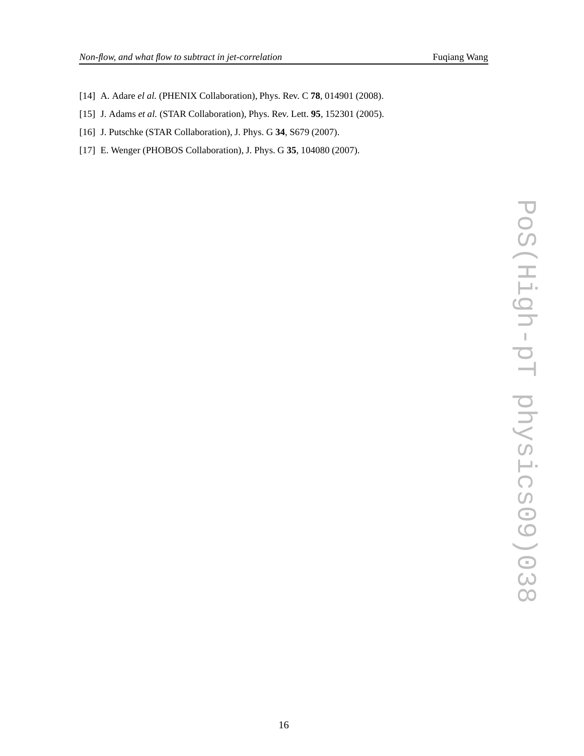[14] A. Adare *el al.* (PHENIX Collaboration), Phys. Rev. C **78**, 014901 (2008).

[15] J. Adams *et al.* (STAR Collaboration), Phys. Rev. Lett. **95**, 152301 (2005).

[16] J. Putschke (STAR Collaboration), J. Phys. G **34**, S679 (2007).

[17] E. Wenger (PHOBOS Collaboration), J. Phys. G **35**, 104080 (2007).